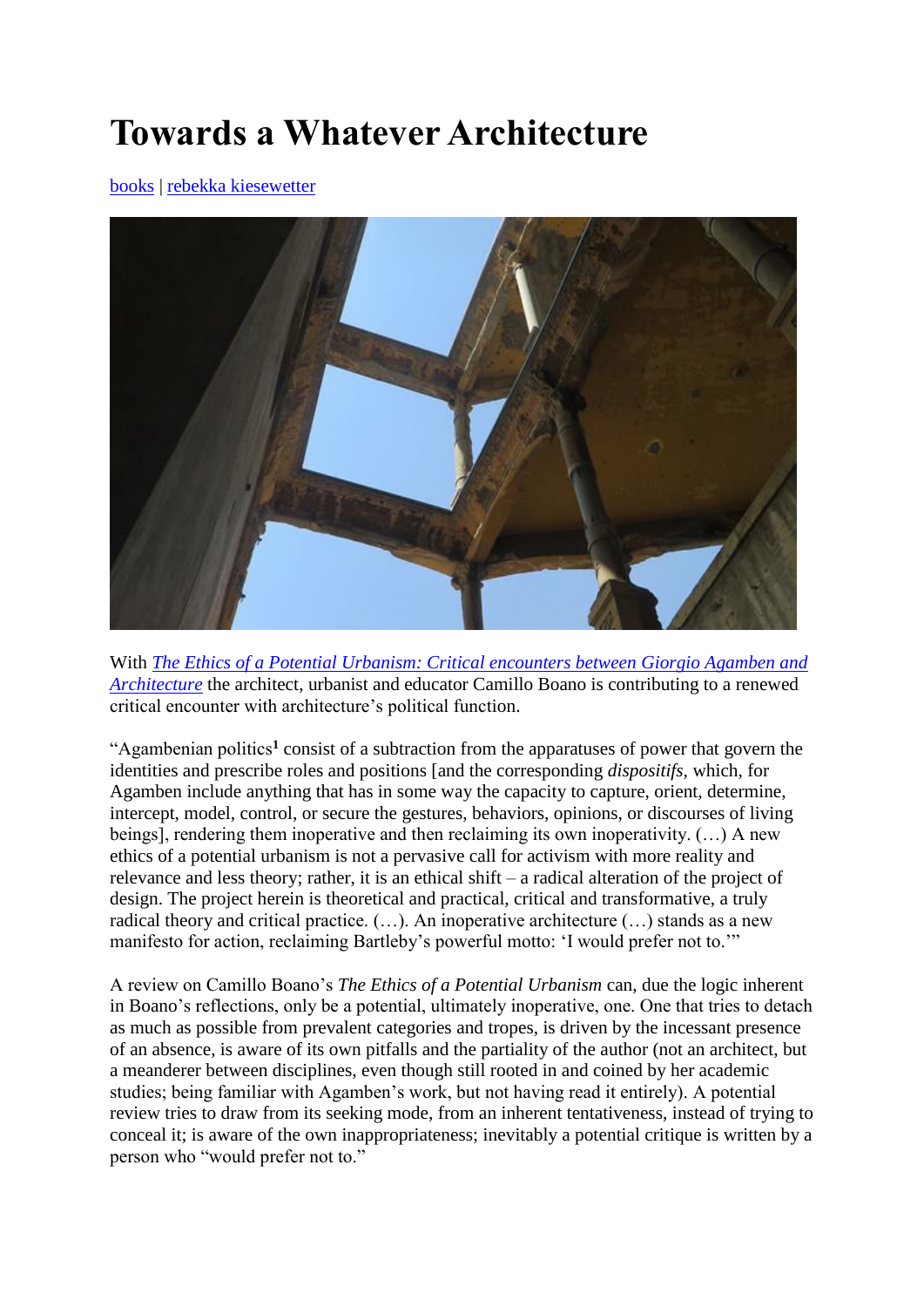# Towards a Whatever Architecture

books | rebekka kiesewetter

With *The Ethics of a Potential Urbanism: Critical encounters between Giorgio Agamben and Architecture* the architect, urbanist and educator Camillo Boano is contributing to a renewed critical encounter with architecture's political function.

"Agambenian politics[1] consist of a subtraction from the apparatuses of power that govern the identities and prescribe roles and positions [and the corresponding *dispositifs*, which, for Agamben include anything that has in some way the capacity to capture, orient, determine, intercept, model, control, or secure the gestures, behaviors, opinions, or discourses of living beings], rendering them inoperative and then reclaiming its own inoperativity. (…) A new ethics of a potential urbanism is not a pervasive call for activism with more reality and relevance and less theory; rather, it is an ethical shift – a radical alteration of the project of design. The project herein is theoretical and practical, critical and transformative, a truly radical theory and critical practice. (…). An inoperative architecture (…) stands as a new manifesto for action, reclaiming Bartleby's powerful motto: 'I would prefer not to.'"

A review on Camillo Boano's *The Ethics of a Potential Urbanism* can, due the logic inherent in Boano's reflections, only be a potential, ultimately inoperative, one. One that tries to detach as much as possible from prevalent categories and tropes, is driven by the incessant presence of an absence, is aware of its own pitfalls and the partiality of the author (not an architect, but a meanderer between disciplines, even though still rooted in and coined by her academic studies; being familiar with Agamben's work, but not having read it entirely). A potential review tries to draw from its seeking mode, from an inherent tentativeness, instead of trying to conceal it; is aware of the own inappropriateness; inevitably a potential critique is written by a person who "would prefer not to."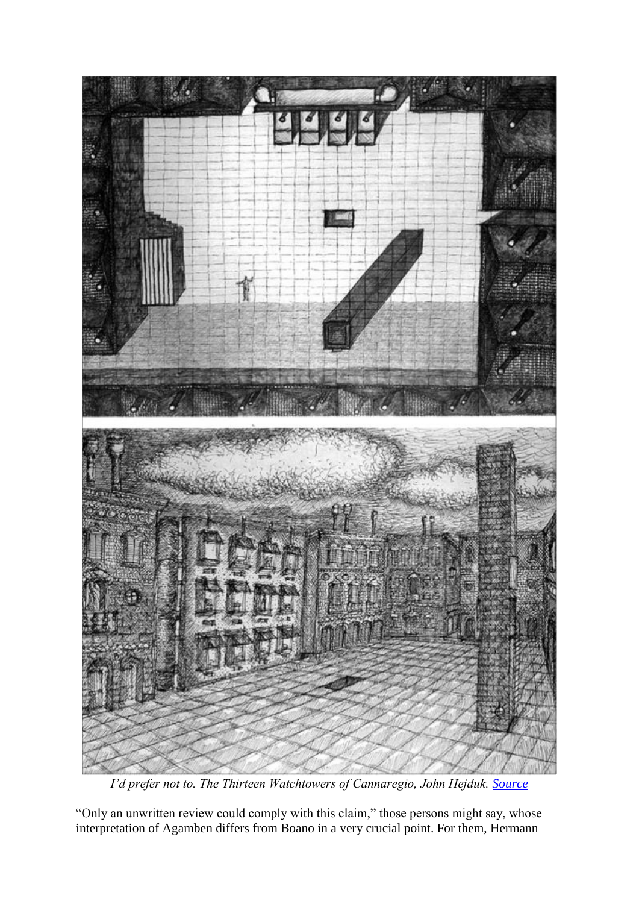*I'd prefer not to. The Thirteen Watchtowers of Cannaregio, John Hejduk. Source*

"Only an unwritten review could comply with this claim," those persons might say, whose interpretation of Agamben differs from Boano in a very crucial point. For them, Hermann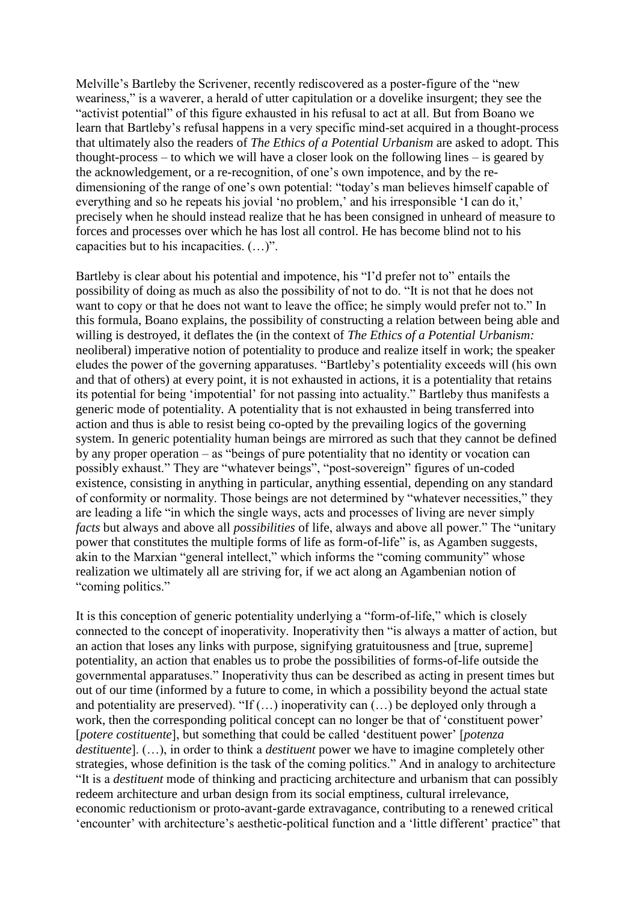Melville's Bartleby the Scrivener, recently rediscovered as a poster-figure of the "new weariness," is a waverer, a herald of utter capitulation or a dovelike insurgent; they see the "activist potential" of this figure exhausted in his refusal to act at all. But from Boano we learn that Bartleby's refusal happens in a very specific mind-set acquired in a thought-process that ultimately also the readers of *The Ethics of a Potential Urbanism* are asked to adopt. This thought-process – to which we will have a closer look on the following lines – is geared by the acknowledgement, or a re-recognition, of one's own impotence, and by the re-dimensioning of the range of one's own potential: "today's man believes himself capable of everything and so he repeats his jovial 'no problem,' and his irresponsible 'I can do it,' precisely when he should instead realize that he has been consigned in unheard of measure to forces and processes over which he has lost all control. He has become blind not to his capacities but to his incapacities. (…)".

Bartleby is clear about his potential and impotence, his "I'd prefer not to" entails the possibility of doing as much as also the possibility of not to do. "It is not that he does not want to copy or that he does not want to leave the office; he simply would prefer not to." In this formula, Boano explains, the possibility of constructing a relation between being able and willing is destroyed, it deflates the (in the context of *The Ethics of a Potential Urbanism:* neoliberal) imperative notion of potentiality to produce and realize itself in work; the speaker eludes the power of the governing apparatuses. "Bartleby's potentiality exceeds will (his own and that of others) at every point, it is not exhausted in actions, it is a potentiality that retains its potential for being 'impotential' for not passing into actuality." Bartleby thus manifests a generic mode of potentiality. A potentiality that is not exhausted in being transferred into action and thus is able to resist being co-opted by the prevailing logics of the governing system. In generic potentiality human beings are mirrored as such that they cannot be defined by any proper operation – as "beings of pure potentiality that no identity or vocation can possibly exhaust." They are "whatever beings", "post-sovereign" figures of un-coded existence, consisting in anything in particular, anything essential, depending on any standard of conformity or normality. Those beings are not determined by "whatever necessities," they are leading a life "in which the single ways, acts and processes of living are never simply *facts* but always and above all *possibilities* of life, always and above all power." The "unitary power that constitutes the multiple forms of life as form-of-life" is, as Agamben suggests, akin to the Marxian "general intellect," which informs the "coming community" whose realization we ultimately all are striving for, if we act along an Agambenian notion of "coming politics."

It is this conception of generic potentiality underlying a "form-of-life," which is closely connected to the concept of inoperativity. Inoperativity then "is always a matter of action, but an action that loses any links with purpose, signifying gratuitousness and [true, supreme] potentiality, an action that enables us to probe the possibilities of forms-of-life outside the governmental apparatuses." Inoperativity thus can be described as acting in present times but out of our time (informed by a future to come, in which a possibility beyond the actual state and potentiality are preserved). "If (…) inoperativity can (…) be deployed only through a work, then the corresponding political concept can no longer be that of 'constituent power' [*potere costituente*], but something that could be called 'destituent power' [*potenza destituente*]. (…), in order to think a *destituent* power we have to imagine completely other strategies, whose definition is the task of the coming politics." And in analogy to architecture "It is a *destituent* mode of thinking and practicing architecture and urbanism that can possibly redeem architecture and urban design from its social emptiness, cultural irrelevance, economic reductionism or proto-avant-garde extravagance, contributing to a renewed critical 'encounter' with architecture's aesthetic-political function and a 'little different' practice" that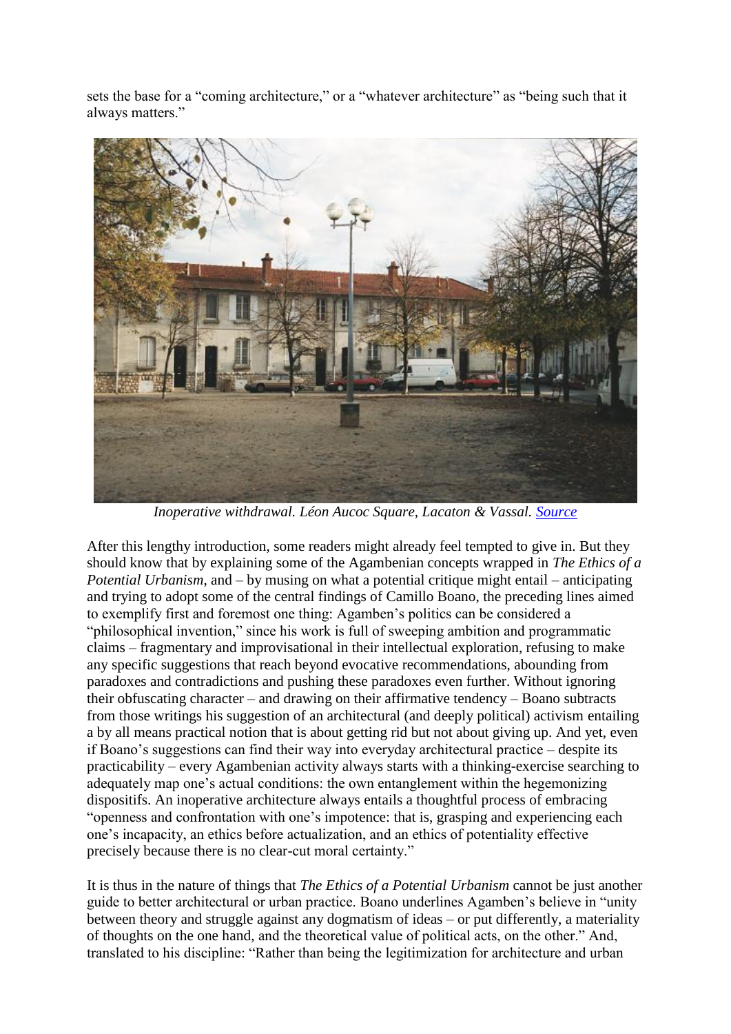sets the base for a "coming architecture," or a "whatever architecture" as "being such that it always matters."

*Inoperative withdrawal. Léon Aucoc Square, Lacaton & Vassal. Source*

After this lengthy introduction, some readers might already feel tempted to give in. But they should know that by explaining some of the Agambenian concepts wrapped in *The Ethics of a Potential Urbanism*, and – by musing on what a potential critique might entail – anticipating and trying to adopt some of the central findings of Camillo Boano, the preceding lines aimed to exemplify first and foremost one thing: Agamben's politics can be considered a "philosophical invention," since his work is full of sweeping ambition and programmatic claims – fragmentary and improvisational in their intellectual exploration, refusing to make any specific suggestions that reach beyond evocative recommendations, abounding from paradoxes and contradictions and pushing these paradoxes even further. Without ignoring their obfuscating character – and drawing on their affirmative tendency – Boano subtracts from those writings his suggestion of an architectural (and deeply political) activism entailing a by all means practical notion that is about getting rid but not about giving up. And yet, even if Boano's suggestions can find their way into everyday architectural practice – despite its practicability – every Agambenian activity always starts with a thinking-exercise searching to adequately map one's actual conditions: the own entanglement within the hegemonizing dispositifs. An inoperative architecture always entails a thoughtful process of embracing "openness and confrontation with one's impotence: that is, grasping and experiencing each one's incapacity, an ethics before actualization, and an ethics of potentiality effective precisely because there is no clear-cut moral certainty."

It is thus in the nature of things that *The Ethics of a Potential Urbanism* cannot be just another guide to better architectural or urban practice. Boano underlines Agamben's believe in "unity between theory and struggle against any dogmatism of ideas – or put differently, a materiality of thoughts on the one hand, and the theoretical value of political acts, on the other." And, translated to his discipline: "Rather than being the legitimization for architecture and urban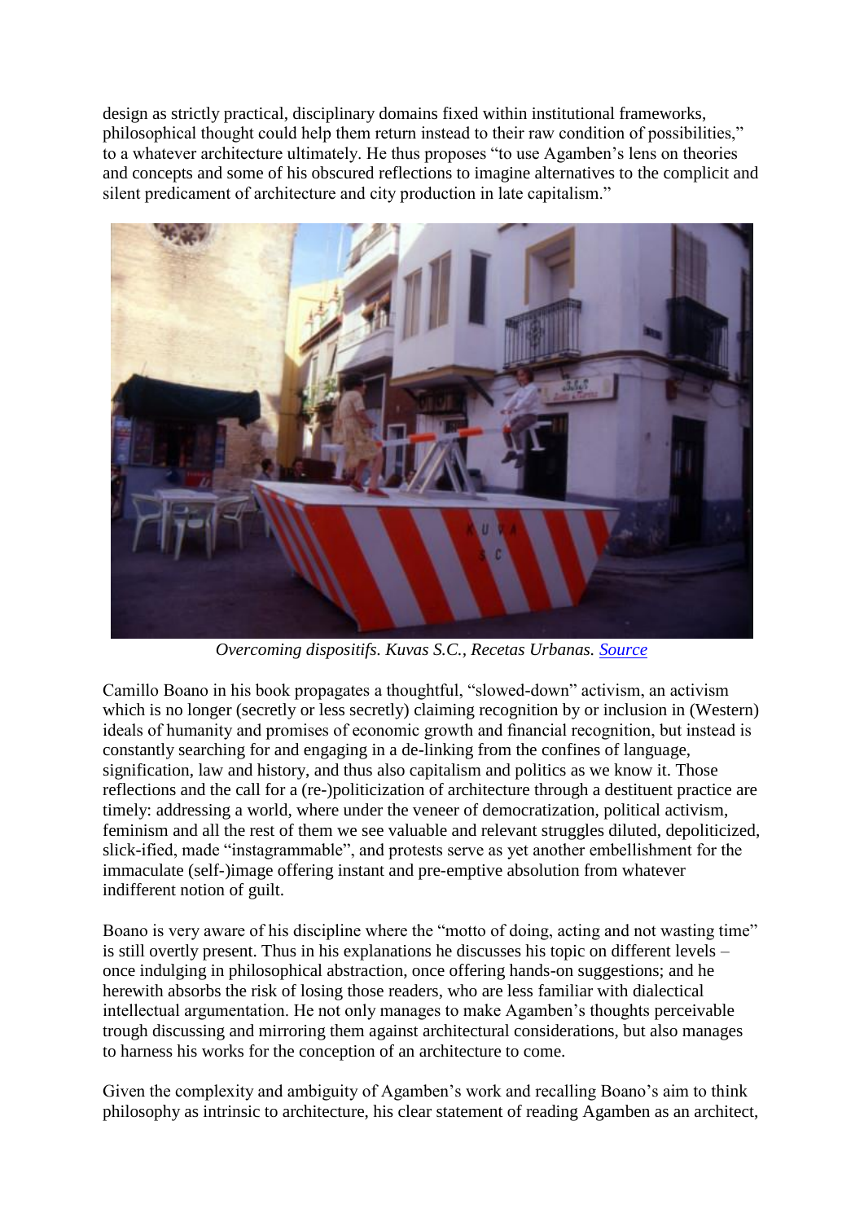design as strictly practical, disciplinary domains fixed within institutional frameworks, philosophical thought could help them return instead to their raw condition of possibilities," to a whatever architecture ultimately. He thus proposes "to use Agamben's lens on theories and concepts and some of his obscured reflections to imagine alternatives to the complicit and silent predicament of architecture and city production in late capitalism."

*Overcoming dispositifs. Kuvas S.C., Recetas Urbanas. Source*

Camillo Boano in his book propagates a thoughtful, "slowed-down" activism, an activism which is no longer (secretly or less secretly) claiming recognition by or inclusion in (Western) ideals of humanity and promises of economic growth and financial recognition, but instead is constantly searching for and engaging in a de-linking from the confines of language, signification, law and history, and thus also capitalism and politics as we know it. Those reflections and the call for a (re-)politicization of architecture through a destituent practice are timely: addressing a world, where under the veneer of democratization, political activism, feminism and all the rest of them we see valuable and relevant struggles diluted, depoliticized, slick-ified, made "instagrammable", and protests serve as yet another embellishment for the immaculate (self-)image offering instant and pre-emptive absolution from whatever indifferent notion of guilt.

Boano is very aware of his discipline where the "motto of doing, acting and not wasting time" is still overtly present. Thus in his explanations he discusses his topic on different levels – once indulging in philosophical abstraction, once offering hands-on suggestions; and he herewith absorbs the risk of losing those readers, who are less familiar with dialectical intellectual argumentation. He not only manages to make Agamben's thoughts perceivable trough discussing and mirroring them against architectural considerations, but also manages to harness his works for the conception of an architecture to come.

Given the complexity and ambiguity of Agamben's work and recalling Boano's aim to think philosophy as intrinsic to architecture, his clear statement of reading Agamben as an architect,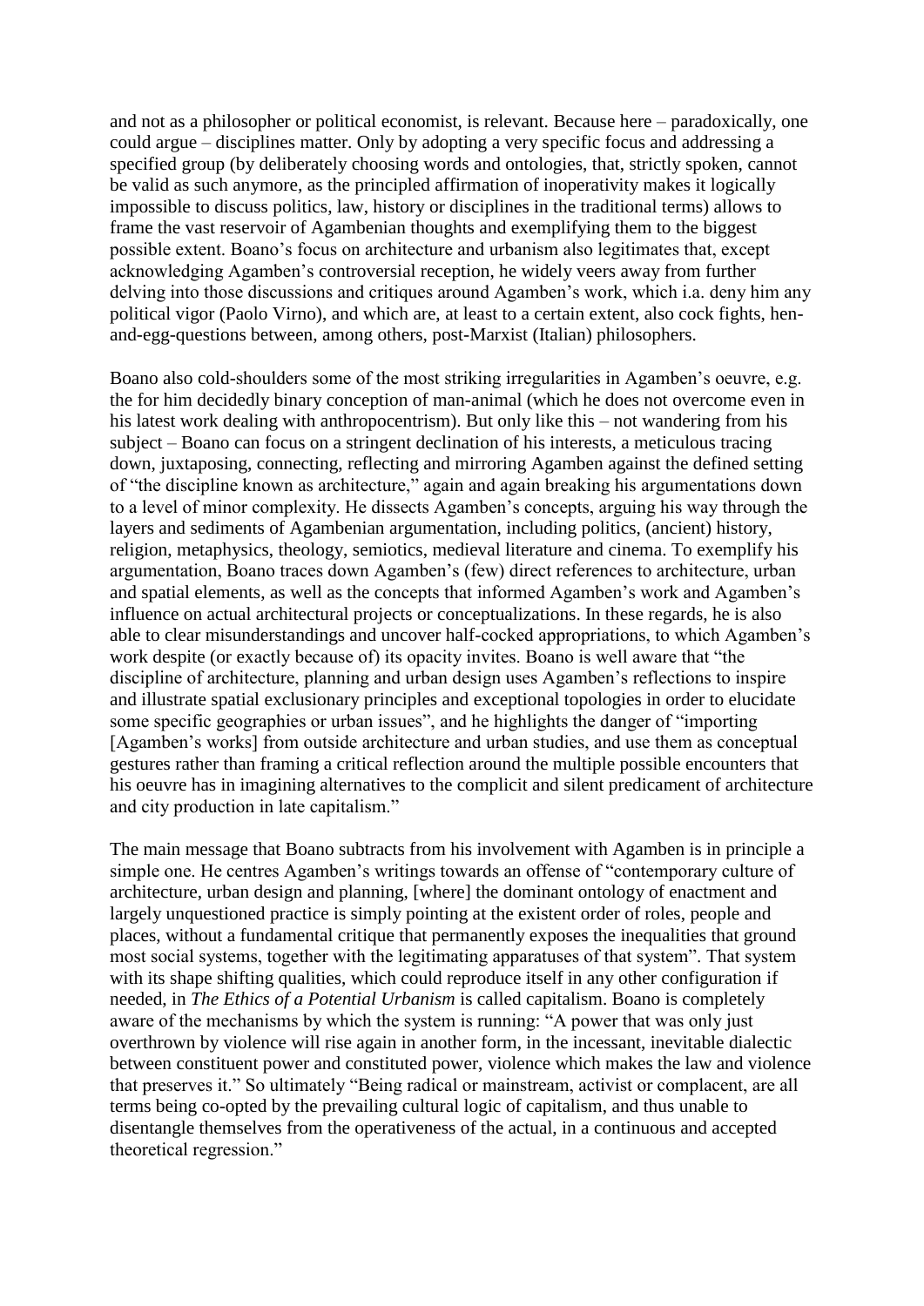and not as a philosopher or political economist, is relevant. Because here – paradoxically, one could argue – disciplines matter. Only by adopting a very specific focus and addressing a specified group (by deliberately choosing words and ontologies, that, strictly spoken, cannot be valid as such anymore, as the principled affirmation of inoperativity makes it logically impossible to discuss politics, law, history or disciplines in the traditional terms) allows to frame the vast reservoir of Agambenian thoughts and exemplifying them to the biggest possible extent. Boano's focus on architecture and urbanism also legitimates that, except acknowledging Agamben's controversial reception, he widely veers away from further delving into those discussions and critiques around Agamben's work, which i.a. deny him any political vigor (Paolo Virno), and which are, at least to a certain extent, also cock fights, hen-and-egg-questions between, among others, post-Marxist (Italian) philosophers.

Boano also cold-shoulders some of the most striking irregularities in Agamben's oeuvre, e.g. the for him decidedly binary conception of man-animal (which he does not overcome even in his latest work dealing with anthropocentrism). But only like this – not wandering from his subject – Boano can focus on a stringent declination of his interests, a meticulous tracing down, juxtaposing, connecting, reflecting and mirroring Agamben against the defined setting of "the discipline known as architecture," again and again breaking his argumentations down to a level of minor complexity. He dissects Agamben's concepts, arguing his way through the layers and sediments of Agambenian argumentation, including politics, (ancient) history, religion, metaphysics, theology, semiotics, medieval literature and cinema. To exemplify his argumentation, Boano traces down Agamben's (few) direct references to architecture, urban and spatial elements, as well as the concepts that informed Agamben's work and Agamben's influence on actual architectural projects or conceptualizations. In these regards, he is also able to clear misunderstandings and uncover half-cocked appropriations, to which Agamben's work despite (or exactly because of) its opacity invites. Boano is well aware that "the discipline of architecture, planning and urban design uses Agamben's reflections to inspire and illustrate spatial exclusionary principles and exceptional topologies in order to elucidate some specific geographies or urban issues", and he highlights the danger of "importing [Agamben's works] from outside architecture and urban studies, and use them as conceptual gestures rather than framing a critical reflection around the multiple possible encounters that his oeuvre has in imagining alternatives to the complicit and silent predicament of architecture and city production in late capitalism."

The main message that Boano subtracts from his involvement with Agamben is in principle a simple one. He centres Agamben's writings towards an offense of "contemporary culture of architecture, urban design and planning, [where] the dominant ontology of enactment and largely unquestioned practice is simply pointing at the existent order of roles, people and places, without a fundamental critique that permanently exposes the inequalities that ground most social systems, together with the legitimating apparatuses of that system". That system with its shape shifting qualities, which could reproduce itself in any other configuration if needed, in *The Ethics of a Potential Urbanism* is called capitalism. Boano is completely aware of the mechanisms by which the system is running: "A power that was only just overthrown by violence will rise again in another form, in the incessant, inevitable dialectic between constituent power and constituted power, violence which makes the law and violence that preserves it." So ultimately "Being radical or mainstream, activist or complacent, are all terms being co-opted by the prevailing cultural logic of capitalism, and thus unable to disentangle themselves from the operativeness of the actual, in a continuous and accepted theoretical regression."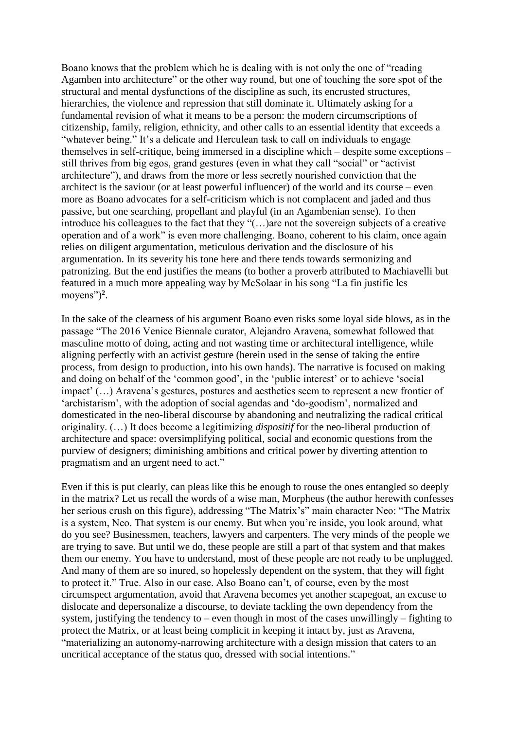Boano knows that the problem which he is dealing with is not only the one of "reading Agamben into architecture" or the other way round, but one of touching the sore spot of the structural and mental dysfunctions of the discipline as such, its encrusted structures, hierarchies, the violence and repression that still dominate it. Ultimately asking for a fundamental revision of what it means to be a person: the modern circumscriptions of citizenship, family, religion, ethnicity, and other calls to an essential identity that exceeds a "whatever being." It's a delicate and Herculean task to call on individuals to engage themselves in self-critique, being immersed in a discipline which – despite some exceptions – still thrives from big egos, grand gestures (even in what they call "social" or "activist architecture"), and draws from the more or less secretly nourished conviction that the architect is the saviour (or at least powerful influencer) of the world and its course – even more as Boano advocates for a self-criticism which is not complacent and jaded and thus passive, but one searching, propellant and playful (in an Agambenian sense). To then introduce his colleagues to the fact that they "(…)are not the sovereign subjects of a creative operation and of a work" is even more challenging. Boano, coherent to his claim, once again relies on diligent argumentation, meticulous derivation and the disclosure of his argumentation. In its severity his tone here and there tends towards sermonizing and patronizing. But the end justifies the means (to bother a proverb attributed to Machiavelli but featured in a much more appealing way by McSolaar in his song "La fin justifie les moyens")[2].

In the sake of the clearness of his argument Boano even risks some loyal side blows, as in the passage "The 2016 Venice Biennale curator, Alejandro Aravena, somewhat followed that masculine motto of doing, acting and not wasting time or architectural intelligence, while aligning perfectly with an activist gesture (herein used in the sense of taking the entire process, from design to production, into his own hands). The narrative is focused on making and doing on behalf of the 'common good', in the 'public interest' or to achieve 'social impact' (…) Aravena's gestures, postures and aesthetics seem to represent a new frontier of 'archistarism', with the adoption of social agendas and 'do-goodism', normalized and domesticated in the neo-liberal discourse by abandoning and neutralizing the radical critical originality. (…) It does become a legitimizing *dispositif* for the neo-liberal production of architecture and space: oversimplifying political, social and economic questions from the purview of designers; diminishing ambitions and critical power by diverting attention to pragmatism and an urgent need to act."

Even if this is put clearly, can pleas like this be enough to rouse the ones entangled so deeply in the matrix? Let us recall the words of a wise man, Morpheus (the author herewith confesses her serious crush on this figure), addressing "The Matrix's" main character Neo: "The Matrix is a system, Neo. That system is our enemy. But when you're inside, you look around, what do you see? Businessmen, teachers, lawyers and carpenters. The very minds of the people we are trying to save. But until we do, these people are still a part of that system and that makes them our enemy. You have to understand, most of these people are not ready to be unplugged. And many of them are so inured, so hopelessly dependent on the system, that they will fight to protect it." True. Also in our case. Also Boano can't, of course, even by the most circumspect argumentation, avoid that Aravena becomes yet another scapegoat, an excuse to dislocate and depersonalize a discourse, to deviate tackling the own dependency from the system, justifying the tendency to – even though in most of the cases unwillingly – fighting to protect the Matrix, or at least being complicit in keeping it intact by, just as Aravena, "materializing an autonomy-narrowing architecture with a design mission that caters to an uncritical acceptance of the status quo, dressed with social intentions."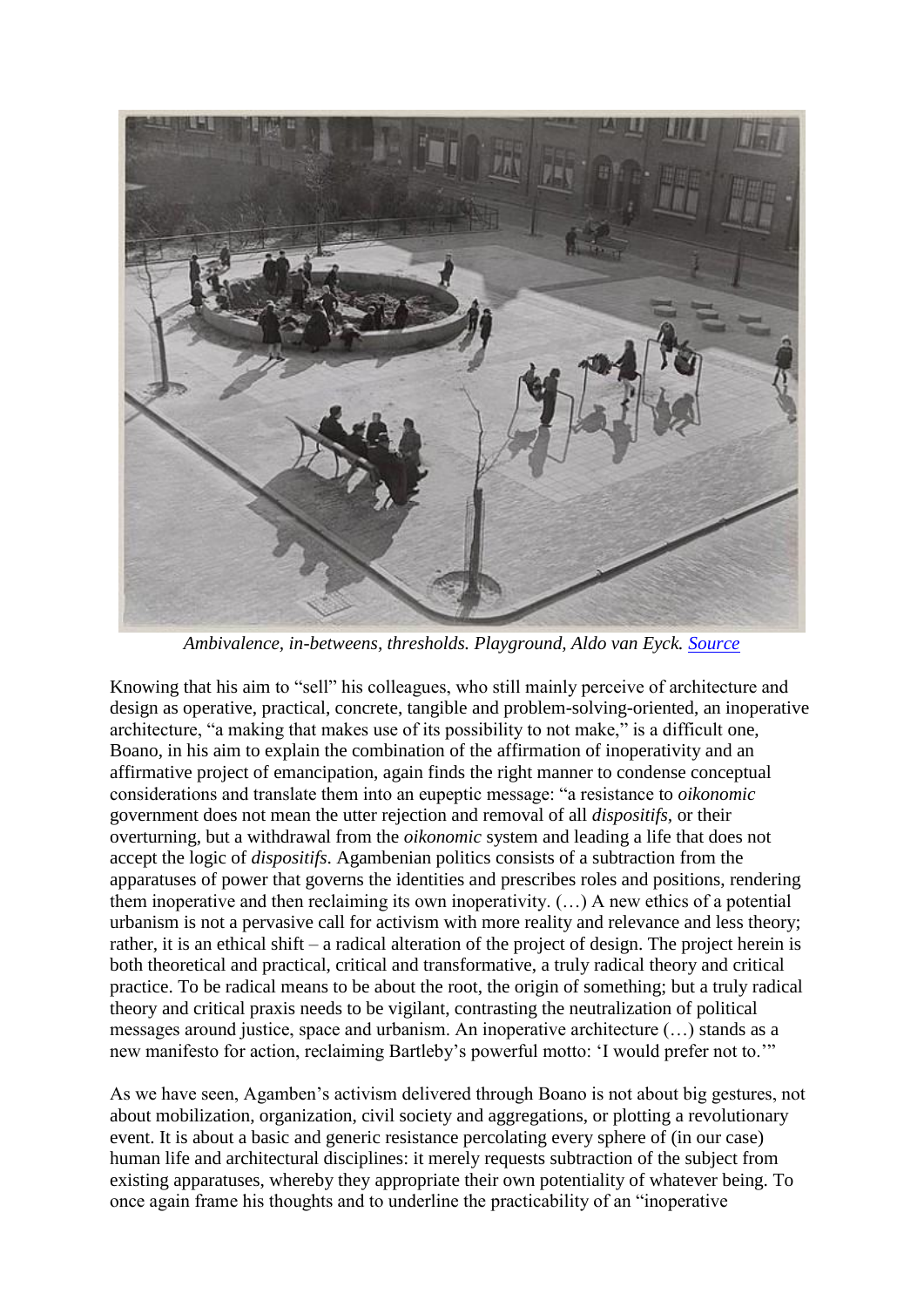*Ambivalence, in-betweens, thresholds. Playground, Aldo van Eyck. Source*

Knowing that his aim to "sell" his colleagues, who still mainly perceive of architecture and design as operative, practical, concrete, tangible and problem-solving-oriented, an inoperative architecture, "a making that makes use of its possibility to not make," is a difficult one, Boano, in his aim to explain the combination of the affirmation of inoperativity and an affirmative project of emancipation, again finds the right manner to condense conceptual considerations and translate them into an eupeptic message: "a resistance to *oikonomic* government does not mean the utter rejection and removal of all *dispositifs*, or their overturning, but a withdrawal from the *oikonomic* system and leading a life that does not accept the logic of *dispositifs*. Agambenian politics consists of a subtraction from the apparatuses of power that governs the identities and prescribes roles and positions, rendering them inoperative and then reclaiming its own inoperativity. (…) A new ethics of a potential urbanism is not a pervasive call for activism with more reality and relevance and less theory; rather, it is an ethical shift – a radical alteration of the project of design. The project herein is both theoretical and practical, critical and transformative, a truly radical theory and critical practice. To be radical means to be about the root, the origin of something; but a truly radical theory and critical praxis needs to be vigilant, contrasting the neutralization of political messages around justice, space and urbanism. An inoperative architecture (…) stands as a new manifesto for action, reclaiming Bartleby's powerful motto: 'I would prefer not to.'"

As we have seen, Agamben's activism delivered through Boano is not about big gestures, not about mobilization, organization, civil society and aggregations, or plotting a revolutionary event. It is about a basic and generic resistance percolating every sphere of (in our case) human life and architectural disciplines: it merely requests subtraction of the subject from existing apparatuses, whereby they appropriate their own potentiality of whatever being. To once again frame his thoughts and to underline the practicability of an "inoperative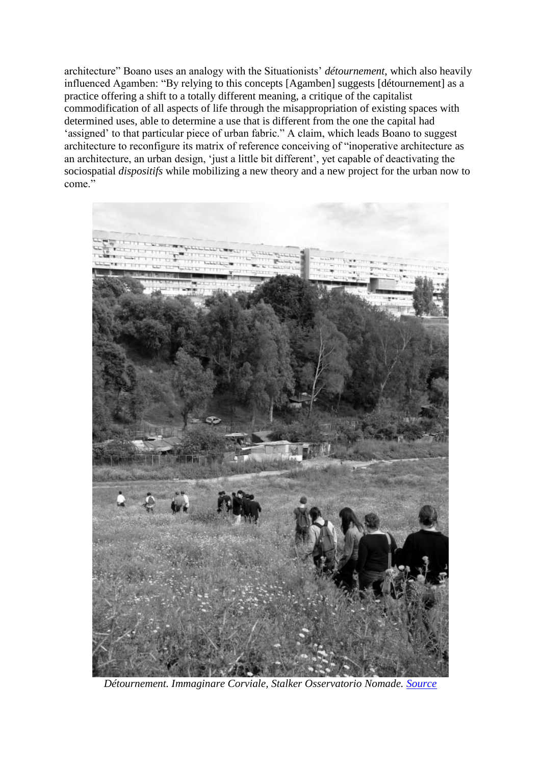architecture" Boano uses an analogy with the Situationists' *détournement*, which also heavily influenced Agamben: "By relying to this concepts [Agamben] suggests [détournement] as a practice offering a shift to a totally different meaning, a critique of the capitalist commodification of all aspects of life through the misappropriation of existing spaces with determined uses, able to determine a use that is different from the one the capital had 'assigned' to that particular piece of urban fabric." A claim, which leads Boano to suggest architecture to reconfigure its matrix of reference conceiving of "inoperative architecture as an architecture, an urban design, 'just a little bit different', yet capable of deactivating the sociospatial *dispositifs* while mobilizing a new theory and a new project for the urban now to come."

*Détournement. Immaginare Corviale, Stalker Osservatorio Nomade.* [Source]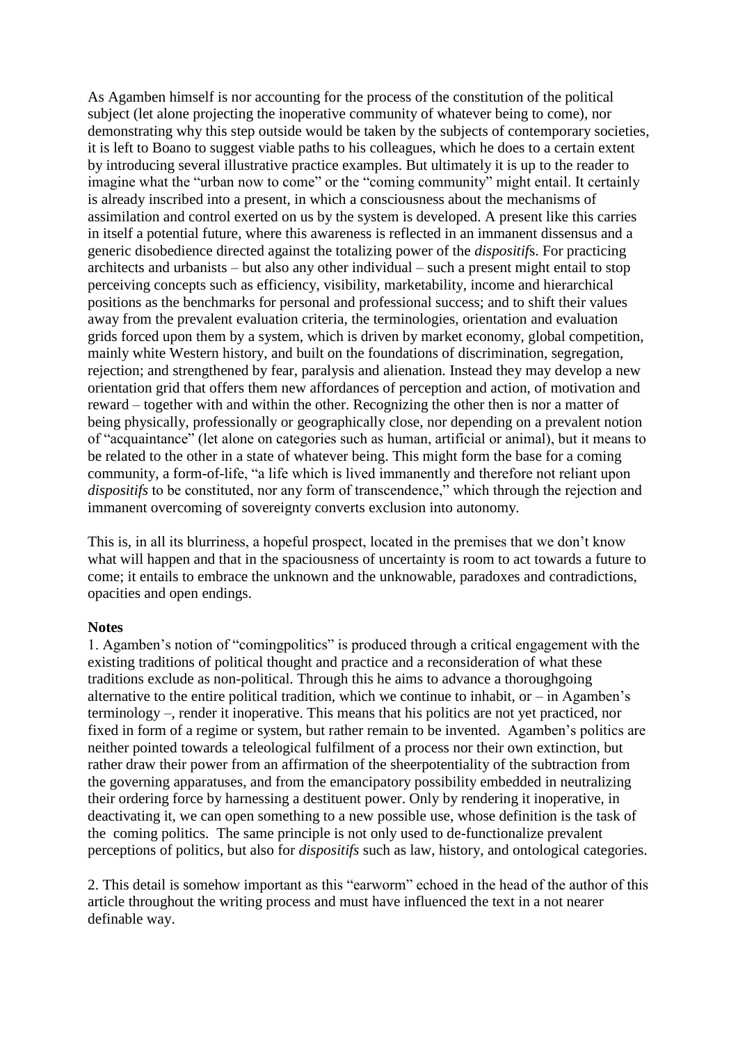As Agamben himself is nor accounting for the process of the constitution of the political subject (let alone projecting the inoperative community of whatever being to come), nor demonstrating why this step outside would be taken by the subjects of contemporary societies, it is left to Boano to suggest viable paths to his colleagues, which he does to a certain extent by introducing several illustrative practice examples. But ultimately it is up to the reader to imagine what the "urban now to come" or the "coming community" might entail. It certainly is already inscribed into a present, in which a consciousness about the mechanisms of assimilation and control exerted on us by the system is developed. A present like this carries in itself a potential future, where this awareness is reflected in an immanent dissensus and a generic disobedience directed against the totalizing power of the *dispositif*s. For practicing architects and urbanists – but also any other individual – such a present might entail to stop perceiving concepts such as efficiency, visibility, marketability, income and hierarchical positions as the benchmarks for personal and professional success; and to shift their values away from the prevalent evaluation criteria, the terminologies, orientation and evaluation grids forced upon them by a system, which is driven by market economy, global competition, mainly white Western history, and built on the foundations of discrimination, segregation, rejection; and strengthened by fear, paralysis and alienation. Instead they may develop a new orientation grid that offers them new affordances of perception and action, of motivation and reward – together with and within the other. Recognizing the other then is nor a matter of being physically, professionally or geographically close, nor depending on a prevalent notion of "acquaintance" (let alone on categories such as human, artificial or animal), but it means to be related to the other in a state of whatever being. This might form the base for a coming community, a form-of-life, "a life which is lived immanently and therefore not reliant upon *dispositifs* to be constituted, nor any form of transcendence," which through the rejection and immanent overcoming of sovereignty converts exclusion into autonomy.

This is, in all its blurriness, a hopeful prospect, located in the premises that we don't know what will happen and that in the spaciousness of uncertainty is room to act towards a future to come; it entails to embrace the unknown and the unknowable, paradoxes and contradictions, opacities and open endings.

**Notes**

1. Agamben's notion of "comingpolitics" is produced through a critical engagement with the existing traditions of political thought and practice and a reconsideration of what these traditions exclude as non-political. Through this he aims to advance a thoroughgoing alternative to the entire political tradition, which we continue to inhabit, or – in Agamben's terminology –, render it inoperative. This means that his politics are not yet practiced, nor fixed in form of a regime or system, but rather remain to be invented. Agamben's politics are neither pointed towards a teleological fulfilment of a process nor their own extinction, but rather draw their power from an affirmation of the sheerpotentiality of the subtraction from the governing apparatuses, and from the emancipatory possibility embedded in neutralizing their ordering force by harnessing a destituent power. Only by rendering it inoperative, in deactivating it, we can open something to a new possible use, whose definition is the task of the coming politics. The same principle is not only used to de-functionalize prevalent perceptions of politics, but also for *dispositifs* such as law, history, and ontological categories.

2. This detail is somehow important as this "earworm" echoed in the head of the author of this article throughout the writing process and must have influenced the text in a not nearer definable way.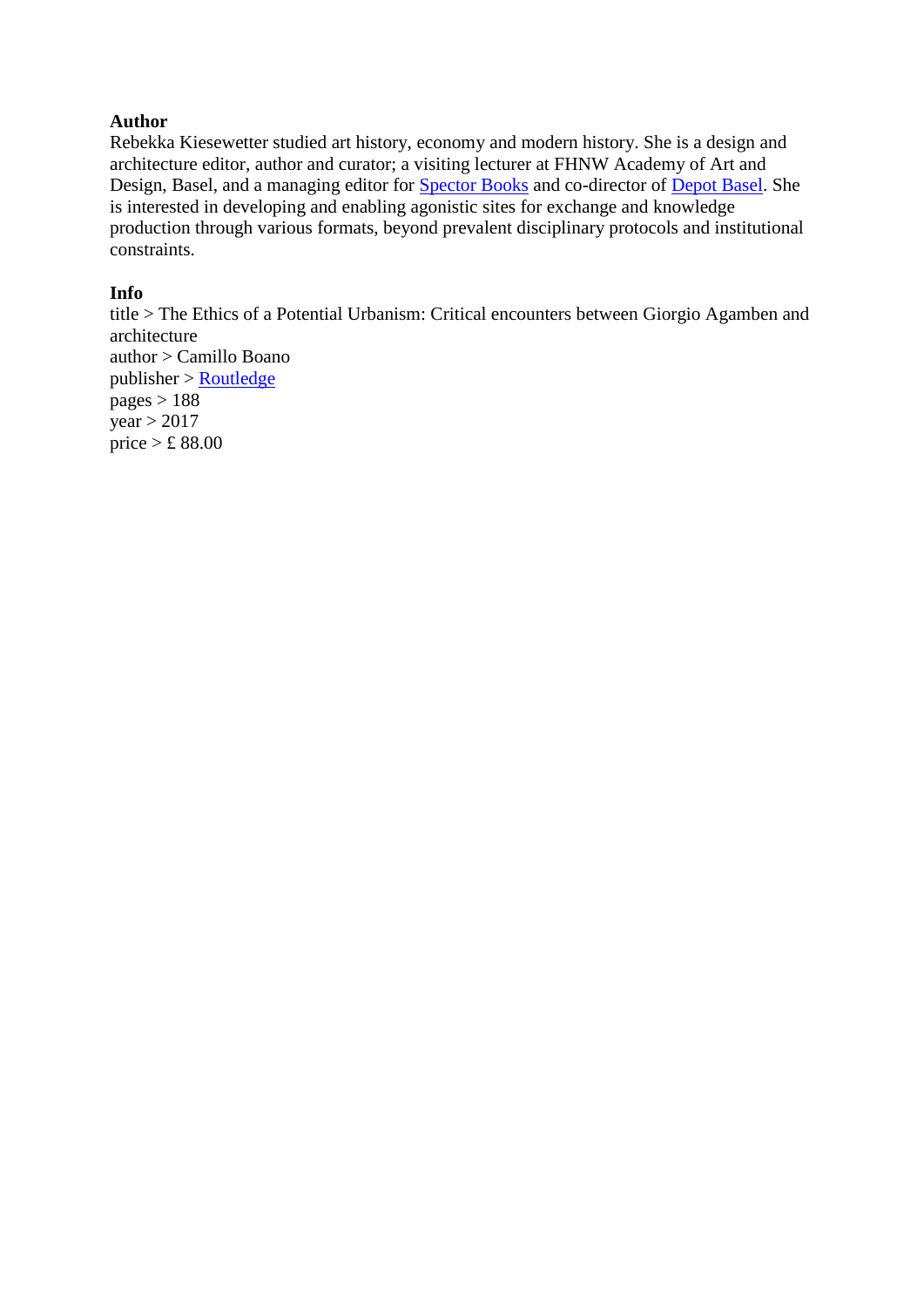**Author**

Rebekka Kiesewetter studied art history, economy and modern history. She is a design and architecture editor, author and curator; a visiting lecturer at FHNW Academy of Art and Design, Basel, and a managing editor for Spector Books and co-director of Depot Basel. She is interested in developing and enabling agonistic sites for exchange and knowledge production through various formats, beyond prevalent disciplinary protocols and institutional constraints.

**Info**

title > The Ethics of a Potential Urbanism: Critical encounters between Giorgio Agamben and architecture
author > Camillo Boano
publisher > Routledge
pages > 188
year > 2017
price > £ 88.00